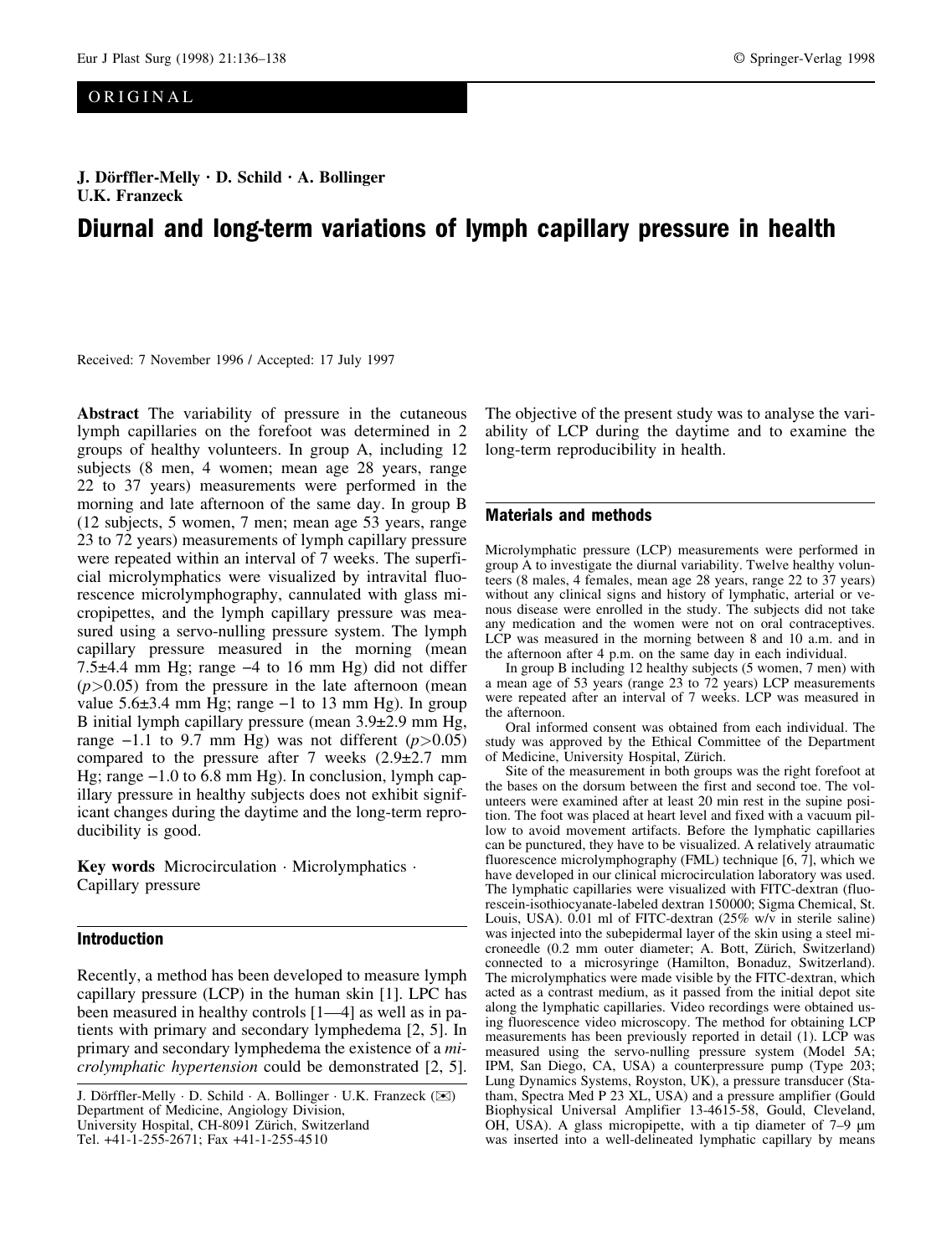ORIGINAL

**J. Dörffler-Melly · D. Schild · A. Bollinger · U.K. Franzeck**

# Diurnal and long-term variations of lymph capillary pressure in health

Received: 7 November 1996 / Accepted: 17 July 1997

**Abstract** The variability of pressure in the cutaneous lymph capillaries on the forefoot was determined in 2 groups of healthy volunteers. In group A, including 12 subjects (8 men, 4 women; mean age 28 years, range 22 to 37 years) measurements were performed in the morning and late afternoon of the same day. In group B (12 subjects, 5 women, 7 men; mean age 53 years, range 23 to 72 years) measurements of lymph capillary pressure were repeated within an interval of 7 weeks. The superficial microlymphatics were visualized by intravital fluorescence microlymphography, cannulated with glass micropipettes, and the lymph capillary pressure was measured using a servo-nulling pressure system. The lymph capillary pressure measured in the morning (mean 7.5±4.4 mm Hg; range −4 to 16 mm Hg) did not differ ($p>0.05$) from the pressure in the late afternoon (mean value 5.6±3.4 mm Hg; range −1 to 13 mm Hg). In group B initial lymph capillary pressure (mean 3.9±2.9 mm Hg, range −1.1 to 9.7 mm Hg) was not different ($p>0.05$) compared to the pressure after 7 weeks (2.9±2.7 mm Hg; range −1.0 to 6.8 mm Hg). In conclusion, lymph capillary pressure in healthy subjects does not exhibit significant changes during the daytime and the long-term reproducibility is good.

**Key words** Microcirculation · Microlymphatics · Capillary pressure

## Introduction

Recently, a method has been developed to measure lymph capillary pressure (LCP) in the human skin [1]. LPC has been measured in healthy controls [1—4] as well as in patients with primary and secondary lymphedema [2, 5]. In primary and secondary lymphedema the existence of a *microlymphatic hypertension* could be demonstrated [2, 5]. The objective of the present study was to analyse the variability of LCP during the daytime and to examine the long-term reproducibility in health.

J. Dörffler-Melly · D. Schild · A. Bollinger · U.K. Franzeck (✉)
Department of Medicine, Angiology Division,
University Hospital, CH-8091 Zürich, Switzerland
Tel. +41-1-255-2671; Fax +41-1-255-4510

## Materials and methods

Microlymphatic pressure (LCP) measurements were performed in group A to investigate the diurnal variability. Twelve healthy volunteers (8 males, 4 females, mean age 28 years, range 22 to 37 years) without any clinical signs and history of lymphatic, arterial or venous disease were enrolled in the study. The subjects did not take any medication and the women were not on oral contraceptives. LCP was measured in the morning between 8 and 10 a.m. and in the afternoon after 4 p.m. on the same day in each individual.

In group B including 12 healthy subjects (5 women, 7 men) with a mean age of 53 years (range 23 to 72 years) LCP measurements were repeated after an interval of 7 weeks. LCP was measured in the afternoon.

Oral informed consent was obtained from each individual. The study was approved by the Ethical Committee of the Department of Medicine, University Hospital, Zürich.

Site of the measurement in both groups was the right forefoot at the bases on the dorsum between the first and second toe. The volunteers were examined after at least 20 min rest in the supine position. The foot was placed at heart level and fixed with a vacuum pillow to avoid movement artifacts. Before the lymphatic capillaries can be punctured, they have to be visualized. A relatively atraumatic fluorescence microlymphography (FML) technique [6, 7], which we have developed in our clinical microcirculation laboratory was used. The lymphatic capillaries were visualized with FITC-dextran (fluorescein-isothiocyanate-labeled dextran 150000; Sigma Chemical, St. Louis, USA). 0.01 ml of FITC-dextran (25% w/v in sterile saline) was injected into the subepidermal layer of the skin using a steel microneedle (0.2 mm outer diameter; A. Bott, Zürich, Switzerland) connected to a microsyringe (Hamilton, Bonaduz, Switzerland). The microlymphatics were made visible by the FITC-dextran, which acted as a contrast medium, as it passed from the initial depot site along the lymphatic capillaries. Video recordings were obtained using fluorescence video microscopy. The method for obtaining LCP measurements has been previously reported in detail (1). LCP was measured using the servo-nulling pressure system (Model 5A; IPM, San Diego, CA, USA) a counterpressure pump (Type 203; Lung Dynamics Systems, Royston, UK), a pressure transducer (Statham, Spectra Med P 23 XL, USA) and a pressure amplifier (Gould Biophysical Universal Amplifier 13-4615-58, Gould, Cleveland, OH, USA). A glass micropipette, with a tip diameter of 7–9 μm was inserted into a well-delineated lymphatic capillary by means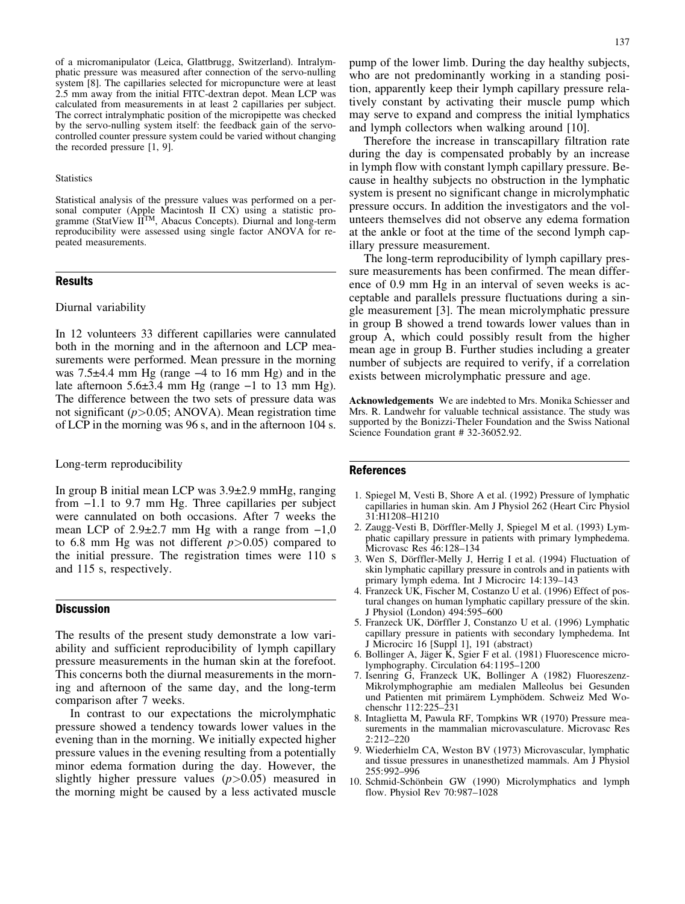of a micromanipulator (Leica, Glattbrugg, Switzerland). Intralymphatic pressure was measured after connection of the servo-nulling system [8]. The capillaries selected for micropuncture were at least 2.5 mm away from the initial FITC-dextran depot. Mean LCP was calculated from measurements in at least 2 capillaries per subject. The correct intralymphatic position of the micropipette was checked by the servo-nulling system itself: the feedback gain of the servo-controlled counter pressure system could be varied without changing the recorded pressure [1, 9].

### Statistics

Statistical analysis of the pressure values was performed on a personal computer (Apple Macintosh II CX) using a statistic programme (StatView II$^{TM}$, Abacus Concepts). Diurnal and long-term reproducibility were assessed using single factor ANOVA for repeated measurements.

## Results

### Diurnal variability

In 12 volunteers 33 different capillaries were cannulated both in the morning and in the afternoon and LCP measurements were performed. Mean pressure in the morning was 7.5±4.4 mm Hg (range −4 to 16 mm Hg) and in the late afternoon 5.6±3.4 mm Hg (range −1 to 13 mm Hg). The difference between the two sets of pressure data was not significant ($p > 0.05$; ANOVA). Mean registration time of LCP in the morning was 96 s, and in the afternoon 104 s.

### Long-term reproducibility

In group B initial mean LCP was 3.9±2.9 mmHg, ranging from −1.1 to 9.7 mm Hg. Three capillaries per subject were cannulated on both occasions. After 7 weeks the mean LCP of 2.9±2.7 mm Hg with a range from −1,0 to 6.8 mm Hg was not different $p > 0.05$) compared to the initial pressure. The registration times were 110 s and 115 s, respectively.

## Discussion

The results of the present study demonstrate a low variability and sufficient reproducibility of lymph capillary pressure measurements in the human skin at the forefoot. This concerns both the diurnal measurements in the morning and afternoon of the same day, and the long-term comparison after 7 weeks.

In contrast to our expectations the microlymphatic pressure showed a tendency towards lower values in the evening than in the morning. We initially expected higher pressure values in the evening resulting from a potentially minor edema formation during the day. However, the slightly higher pressure values ($p > 0.05$) measured in the morning might be caused by a less activated muscle pump of the lower limb. During the day healthy subjects, who are not predominantly working in a standing position, apparently keep their lymph capillary pressure relatively constant by activating their muscle pump which may serve to expand and compress the initial lymphatics and lymph collectors when walking around [10].

Therefore the increase in transcapillary filtration rate during the day is compensated probably by an increase in lymph flow with constant lymph capillary pressure. Because in healthy subjects no obstruction in the lymphatic system is present no significant change in microlymphatic pressure occurs. In addition the investigators and the volunteers themselves did not observe any edema formation at the ankle or foot at the time of the second lymph capillary pressure measurement.

The long-term reproducibility of lymph capillary pressure measurements has been confirmed. The mean difference of 0.9 mm Hg in an interval of seven weeks is acceptable and parallels pressure fluctuations during a single measurement [3]. The mean microlymphatic pressure in group B showed a trend towards lower values than in group A, which could possibly result from the higher mean age in group B. Further studies including a greater number of subjects are required to verify, if a correlation exists between microlymphatic pressure and age.

**Acknowledgements** We are indebted to Mrs. Monika Schiesser and Mrs. R. Landwehr for valuable technical assistance. The study was supported by the Bonizzi-Theler Foundation and the Swiss National Science Foundation grant # 32-36052.92.

## References

1. Spiegel M, Vesti B, Shore A et al. (1992) Pressure of lymphatic capillaries in human skin. Am J Physiol 262 (Heart Circ Physiol 31:H1208–H1210
2. Zaugg-Vesti B, Dörffler-Melly J, Spiegel M et al. (1993) Lymphatic capillary pressure in patients with primary lymphedema. Microvasc Res 46:128–134
3. Wen S, Dörffler-Melly J, Herrig I et al. (1994) Fluctuation of skin lymphatic capillary pressure in controls and in patients with primary lymph edema. Int J Microcirc 14:139–143
4. Franzeck UK, Fischer M, Costanzo U et al. (1996) Effect of postural changes on human lymphatic capillary pressure of the skin. J Physiol (London) 494:595–600
5. Franzeck UK, Dörffler J, Constanzo U et al. (1996) Lymphatic capillary pressure in patients with secondary lymphedema. Int J Microcirc 16 [Suppl 1], 191 (abstract)
6. Bollinger A, Jäger K, Sgier F et al. (1981) Fluorescence microlymphography. Circulation 64:1195–1200
7. Isenring G, Franzeck UK, Bollinger A (1982) Fluoreszenz-Mikrolymphographie am medialen Malleolus bei Gesunden und Patienten mit primärem Lymphödem. Schweiz Med Wochenschr 112:225–231
8. Intaglietta M, Pawula RF, Tompkins WR (1970) Pressure measurements in the mammalian microvasculature. Microvasc Res 2:212–220
9. Wiederhielm CA, Weston BV (1973) Microvascular, lymphatic and tissue pressures in unanesthetized mammals. Am J Physiol 255:992–996
10. Schmid-Schönbein GW (1990) Microlymphatics and lymph flow. Physiol Rev 70:987–1028